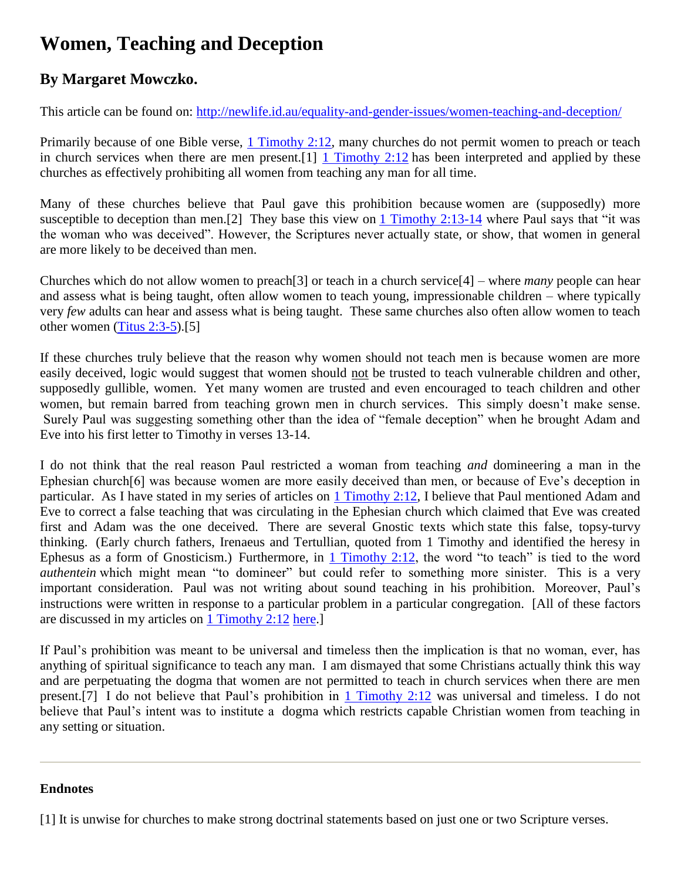# Women, Teaching and Deception

## By Margaret Mowczko.

This article can be found on: http://newlife.id.au/equality-and-gender-issues/women-teaching-and-deception/

Primarily because of one Bible verse, 1 Timothy 2:12, many churches do not permit women to preach or teach in church services when there are men present.[1] 1 Timothy 2:12 has been interpreted and applied by these churches as effectively prohibiting all women from teaching any man for all time.

Many of these churches believe that Paul gave this prohibition because women are (supposedly) more susceptible to deception than men.[2] They base this view on 1 Timothy 2:13-14 where Paul says that "it was the woman who was deceived". However, the Scriptures never actually state, or show, that women in general are more likely to be deceived than men.

Churches which do not allow women to preach[3] or teach in a church service[4] – where *many* people can hear and assess what is being taught, often allow women to teach young, impressionable children – where typically very *few* adults can hear and assess what is being taught. These same churches also often allow women to teach other women (Titus 2:3-5).[5]

If these churches truly believe that the reason why women should not teach men is because women are more easily deceived, logic would suggest that women should not be trusted to teach vulnerable children and other, supposedly gullible, women. Yet many women are trusted and even encouraged to teach children and other women, but remain barred from teaching grown men in church services. This simply doesn't make sense. Surely Paul was suggesting something other than the idea of "female deception" when he brought Adam and Eve into his first letter to Timothy in verses 13-14.

I do not think that the real reason Paul restricted a woman from teaching *and* domineering a man in the Ephesian church[6] was because women are more easily deceived than men, or because of Eve's deception in particular. As I have stated in my series of articles on 1 Timothy 2:12, I believe that Paul mentioned Adam and Eve to correct a false teaching that was circulating in the Ephesian church which claimed that Eve was created first and Adam was the one deceived. There are several Gnostic texts which state this false, topsy-turvy thinking. (Early church fathers, Irenaeus and Tertullian, quoted from 1 Timothy and identified the heresy in Ephesus as a form of Gnosticism.) Furthermore, in 1 Timothy 2:12, the word "to teach" is tied to the word *authentein* which might mean "to domineer" but could refer to something more sinister. This is a very important consideration. Paul was not writing about sound teaching in his prohibition. Moreover, Paul's instructions were written in response to a particular problem in a particular congregation. [All of these factors are discussed in my articles on 1 Timothy 2:12 here.]

If Paul's prohibition was meant to be universal and timeless then the implication is that no woman, ever, has anything of spiritual significance to teach any man. I am dismayed that some Christians actually think this way and are perpetuating the dogma that women are not permitted to teach in church services when there are men present.[7] I do not believe that Paul's prohibition in 1 Timothy 2:12 was universal and timeless. I do not believe that Paul's intent was to institute a dogma which restricts capable Christian women from teaching in any setting or situation.

---

### Endnotes

[1] It is unwise for churches to make strong doctrinal statements based on just one or two Scripture verses.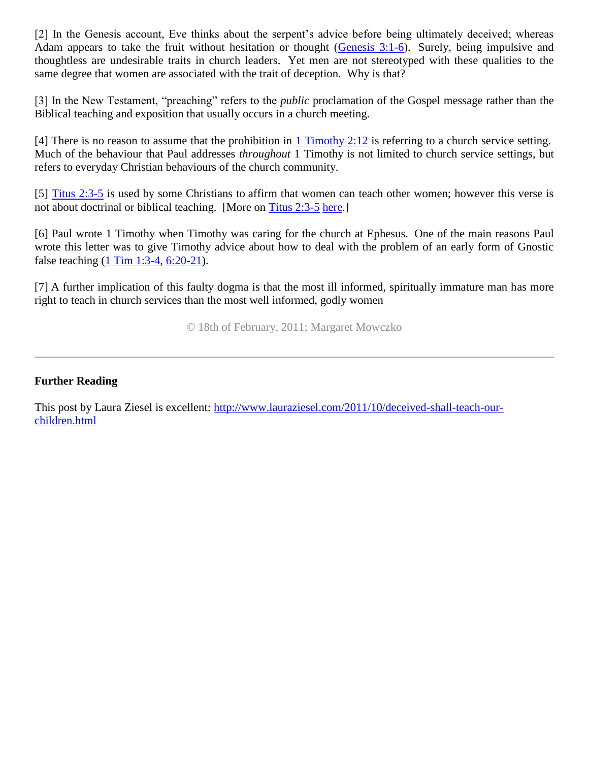[2] In the Genesis account, Eve thinks about the serpent's advice before being ultimately deceived; whereas Adam appears to take the fruit without hesitation or thought ([Genesis 3:1-6]()). Surely, being impulsive and thoughtless are undesirable traits in church leaders. Yet men are not stereotyped with these qualities to the same degree that women are associated with the trait of deception. Why is that?

[3] In the New Testament, "preaching" refers to the *public* proclamation of the Gospel message rather than the Biblical teaching and exposition that usually occurs in a church meeting.

[4] There is no reason to assume that the prohibition in [1 Timothy 2:12]() is referring to a church service setting. Much of the behaviour that Paul addresses *throughout* 1 Timothy is not limited to church service settings, but refers to everyday Christian behaviours of the church community.

[5] [Titus 2:3-5]() is used by some Christians to affirm that women can teach other women; however this verse is not about doctrinal or biblical teaching. [More on [Titus 2:3-5]() [here]().]

[6] Paul wrote 1 Timothy when Timothy was caring for the church at Ephesus. One of the main reasons Paul wrote this letter was to give Timothy advice about how to deal with the problem of an early form of Gnostic false teaching ([1 Tim 1:3-4](), [6:20-21]()).

[7] A further implication of this faulty dogma is that the most ill informed, spiritually immature man has more right to teach in church services than the most well informed, godly women

© 18th of February, 2011; Margaret Mowczko

---

**Further Reading**

This post by Laura Ziesel is excellent: [http://www.lauraziesel.com/2011/10/deceived-shall-teach-our-children.html](http://www.lauraziesel.com/2011/10/deceived-shall-teach-our-children.html)